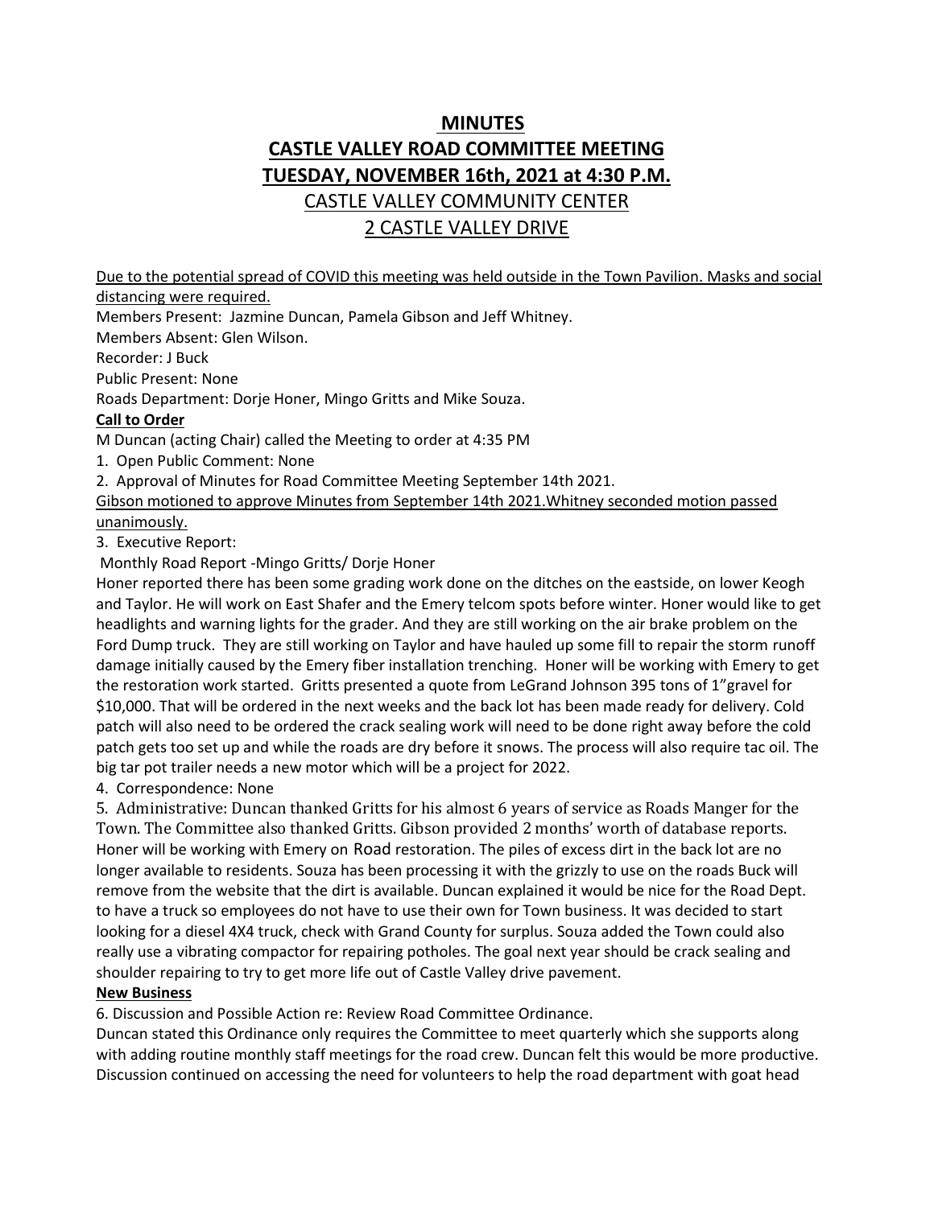# MINUTES

# CASTLE VALLEY ROAD COMMITTEE MEETING

# TUESDAY, NOVEMBER 16th, 2021 at 4:30 P.M.

## CASTLE VALLEY COMMUNITY CENTER

## 2 CASTLE VALLEY DRIVE

Due to the potential spread of COVID this meeting was held outside in the Town Pavilion. Masks and social distancing were required.

Members Present: Jazmine Duncan, Pamela Gibson and Jeff Whitney.

Members Absent: Glen Wilson.

Recorder: J Buck

Public Present: None

Roads Department: Dorje Honer, Mingo Gritts and Mike Souza.

**Call to Order**

M Duncan (acting Chair) called the Meeting to order at 4:35 PM

1. Open Public Comment: None
2. Approval of Minutes for Road Committee Meeting September 14th 2021.

Gibson motioned to approve Minutes from September 14th 2021.Whitney seconded motion passed unanimously.

3. Executive Report:

Monthly Road Report -Mingo Gritts/ Dorje Honer

Honer reported there has been some grading work done on the ditches on the eastside, on lower Keogh and Taylor. He will work on East Shafer and the Emery telcom spots before winter. Honer would like to get headlights and warning lights for the grader. And they are still working on the air brake problem on the Ford Dump truck. They are still working on Taylor and have hauled up some fill to repair the storm runoff damage initially caused by the Emery fiber installation trenching. Honer will be working with Emery to get the restoration work started. Gritts presented a quote from LeGrand Johnson 395 tons of 1"gravel for $10,000. That will be ordered in the next weeks and the back lot has been made ready for delivery. Cold patch will also need to be ordered the crack sealing work will need to be done right away before the cold patch gets too set up and while the roads are dry before it snows. The process will also require tac oil. The big tar pot trailer needs a new motor which will be a project for 2022.

4. Correspondence: None
5. Administrative: Duncan thanked Gritts for his almost 6 years of service as Roads Manger for the Town. The Committee also thanked Gritts. Gibson provided 2 months' worth of database reports. Honer will be working with Emery on Road restoration. The piles of excess dirt in the back lot are no longer available to residents. Souza has been processing it with the grizzly to use on the roads Buck will remove from the website that the dirt is available. Duncan explained it would be nice for the Road Dept. to have a truck so employees do not have to use their own for Town business. It was decided to start looking for a diesel 4X4 truck, check with Grand County for surplus. Souza added the Town could also really use a vibrating compactor for repairing potholes. The goal next year should be crack sealing and shoulder repairing to try to get more life out of Castle Valley drive pavement.

**New Business**

6. Discussion and Possible Action re: Review Road Committee Ordinance.

Duncan stated this Ordinance only requires the Committee to meet quarterly which she supports along with adding routine monthly staff meetings for the road crew. Duncan felt this would be more productive. Discussion continued on accessing the need for volunteers to help the road department with goat head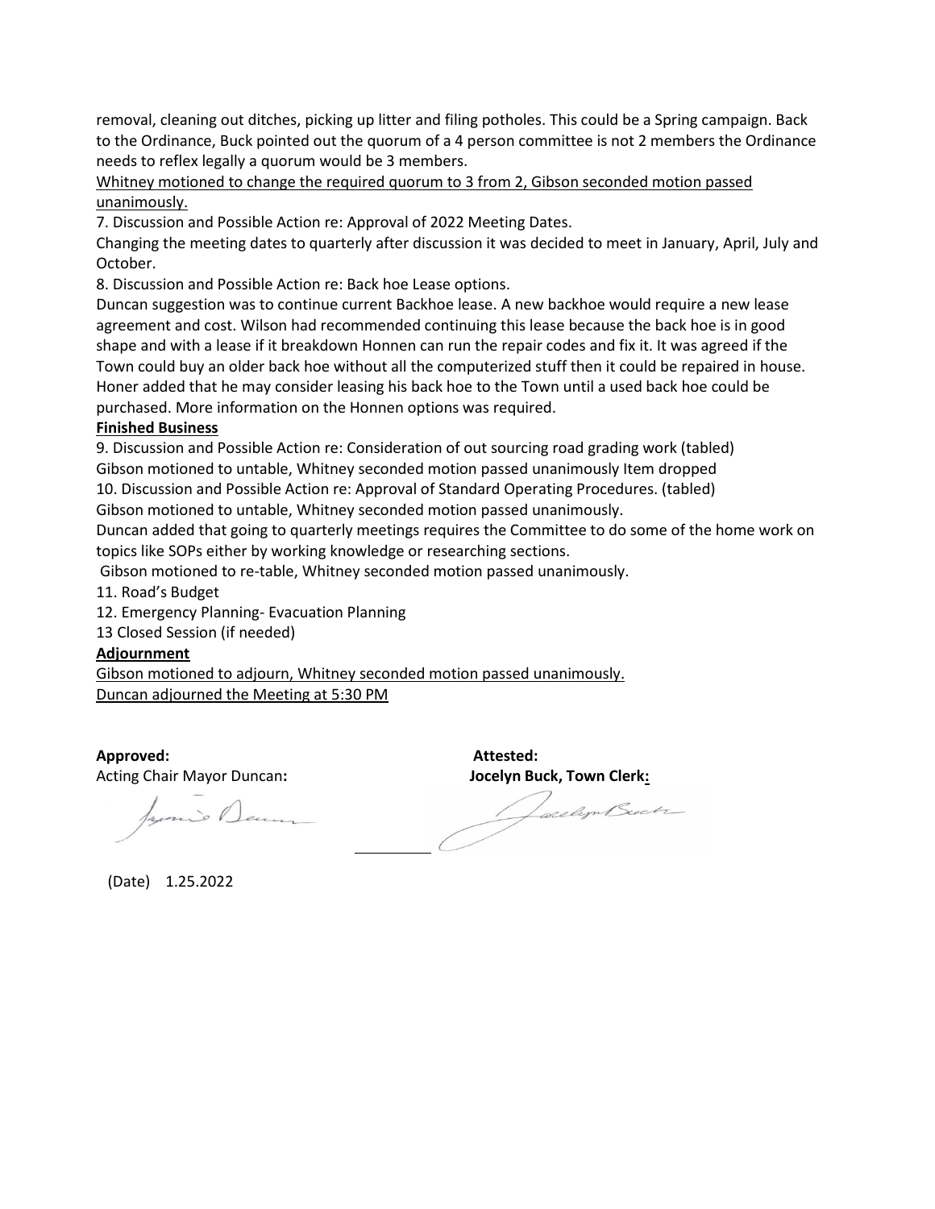removal, cleaning out ditches, picking up litter and filing potholes. This could be a Spring campaign. Back to the Ordinance, Buck pointed out the quorum of a 4 person committee is not 2 members the Ordinance needs to reflex legally a quorum would be 3 members.

<u>Whitney motioned to change the required quorum to 3 from 2, Gibson seconded motion passed unanimously.</u>

7. Discussion and Possible Action re: Approval of 2022 Meeting Dates.

Changing the meeting dates to quarterly after discussion it was decided to meet in January, April, July and October.

8. Discussion and Possible Action re: Back hoe Lease options.

Duncan suggestion was to continue current Backhoe lease. A new backhoe would require a new lease agreement and cost. Wilson had recommended continuing this lease because the back hoe is in good shape and with a lease if it breakdown Honnen can run the repair codes and fix it. It was agreed if the Town could buy an older back hoe without all the computerized stuff then it could be repaired in house. Honer added that he may consider leasing his back hoe to the Town until a used back hoe could be purchased. More information on the Honnen options was required.

**<u>Finished Business</u>**

9. Discussion and Possible Action re: Consideration of out sourcing road grading work (tabled)

Gibson motioned to untable, Whitney seconded motion passed unanimously Item dropped

10. Discussion and Possible Action re: Approval of Standard Operating Procedures. (tabled)

Gibson motioned to untable, Whitney seconded motion passed unanimously.

Duncan added that going to quarterly meetings requires the Committee to do some of the home work on topics like SOPs either by working knowledge or researching sections.

Gibson motioned to re-table, Whitney seconded motion passed unanimously.

11. Road's Budget

12. Emergency Planning- Evacuation Planning

13 Closed Session (if needed)

**<u>Adjournment</u>**

<u>Gibson motioned to adjourn, Whitney seconded motion passed unanimously.</u>

<u>Duncan adjourned the Meeting at 5:30 PM</u>

**Approved:**
Acting Chair Mayor Duncan**:**

**Attested:**
**Jocelyn Buck, Town Clerk:**

(Date) 1.25.2022